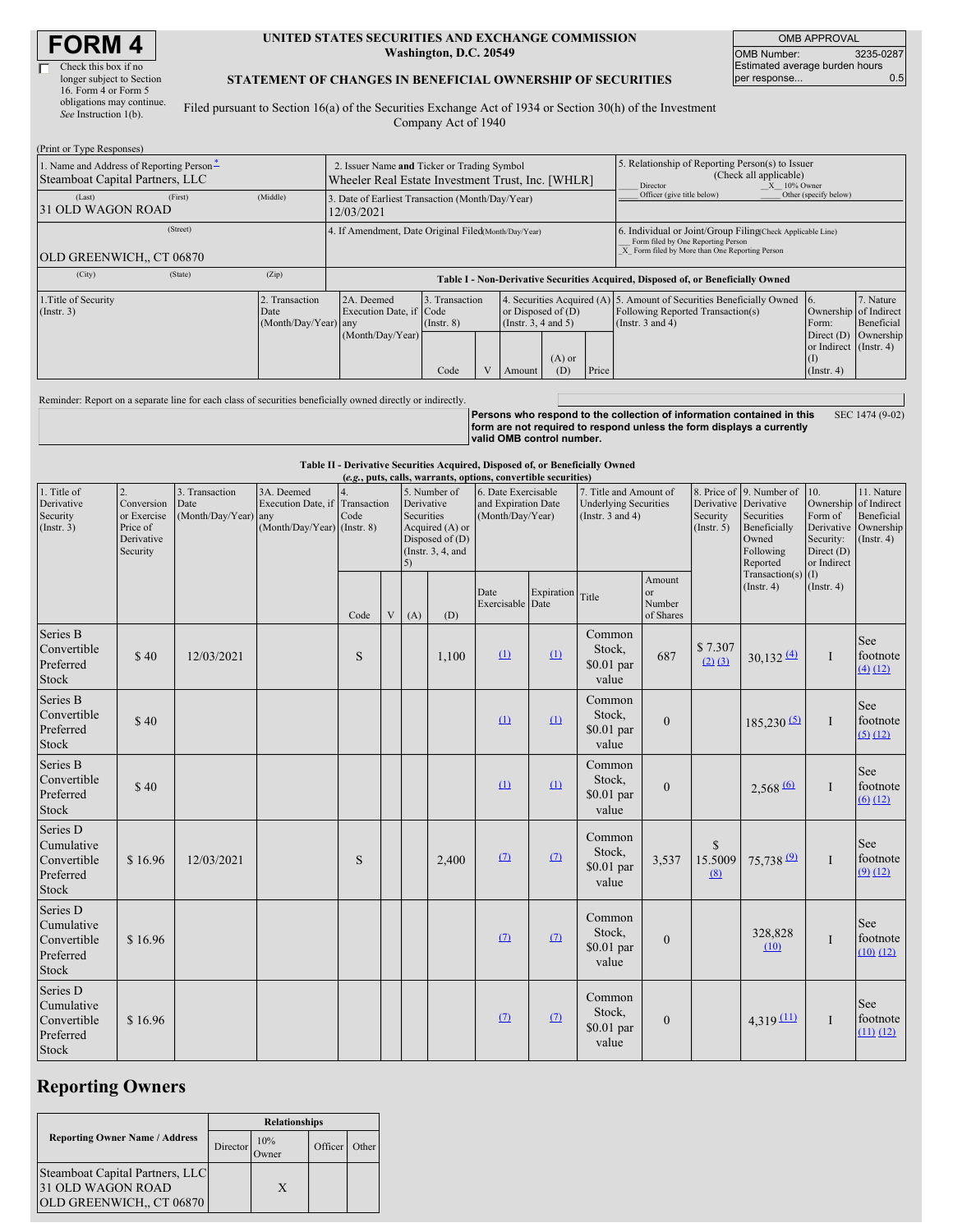# FORM 4

☐ Check this box if no longer subject to Section 16. Form 4 or Form 5 obligations may continue. *See* Instruction 1(b).

**UNITED STATES SECURITIES AND EXCHANGE COMMISSION**
**Washington, D.C. 20549**

**STATEMENT OF CHANGES IN BENEFICIAL OWNERSHIP OF SECURITIES**

Filed pursuant to Section 16(a) of the Securities Exchange Act of 1934 or Section 30(h) of the Investment Company Act of 1940

| OMB APPROVAL | |
|---|---|
| OMB Number: | 3235-0287 |
| Estimated average burden hours per response... | 0.5 |

(Print or Type Responses)

| 1. Name and Address of Reporting Person * | 2. Issuer Name and Ticker or Trading Symbol | 5. Relationship of Reporting Person(s) to Issuer (Check all applicable) |
|---|---|---|
| Steamboat Capital Partners, LLC | Wheeler Real Estate Investment Trust, Inc. [WHLR] | ___ Director _X_ 10% Owner ___ Officer (give title below) ___ Other (specify below) |
| (Last) (First) (Middle) 31 OLD WAGON ROAD | 3. Date of Earliest Transaction (Month/Day/Year) 12/03/2021 | |
| (Street) OLD GREENWICH,, CT 06870 | 4. If Amendment, Date Original Filed (Month/Day/Year) | 6. Individual or Joint/Group Filing (Check Applicable Line) ___ Form filed by One Reporting Person _X_ Form filed by More than One Reporting Person |
| (City) (State) (Zip) | | |

**Table I - Non-Derivative Securities Acquired, Disposed of, or Beneficially Owned**

| 1.Title of Security (Instr. 3) | 2. Transaction Date (Month/Day/Year) | 2A. Deemed Execution Date, if any (Month/Day/Year) | 3. Transaction Code (Instr. 8) | | 4. Securities Acquired (A) or Disposed of (D) (Instr. 3, 4 and 5) | | | 5. Amount of Securities Beneficially Owned Following Reported Transaction(s) (Instr. 3 and 4) | 6. Ownership Form: Direct (D) or Indirect (I) (Instr. 4) | 7. Nature of Indirect Beneficial Ownership (Instr. 4) |
|---|---|---|---|---|---|---|---|---|---|---|
| | | | Code | V | Amount | (A) or (D) | Price | | | |

Reminder: Report on a separate line for each class of securities beneficially owned directly or indirectly.

**Persons who respond to the collection of information contained in this form are not required to respond unless the form displays a currently valid OMB control number.** SEC 1474 (9-02)

**Table II - Derivative Securities Acquired, Disposed of, or Beneficially Owned**
***(e.g., puts, calls, warrants, options, convertible securities)***

| 1. Title of Derivative Security (Instr. 3) | 2. Conversion or Exercise Price of Derivative Security | 3. Transaction Date (Month/Day/Year) | 3A. Deemed Execution Date, if any (Month/Day/Year) | 4. Transaction Code (Instr. 8) | | 5. Number of Derivative Securities Acquired (A) or Disposed of (D) (Instr. 3, 4, and 5) | | 6. Date Exercisable and Expiration Date (Month/Day/Year) | | 7. Title and Amount of Underlying Securities (Instr. 3 and 4) | | 8. Price of Derivative Security (Instr. 5) | 9. Number of Derivative Securities Beneficially Owned Following Reported Transaction(s) (Instr. 4) | 10. Ownership Form of Derivative Security: Direct (D) or Indirect (I) (Instr. 4) | 11. Nature of Indirect Beneficial Ownership (Instr. 4) |
|---|---|---|---|---|---|---|---|---|---|---|---|---|---|---|---|
| | | | | Code | V | (A) | (D) | Date Exercisable | Expiration Date | Title | Amount or Number of Shares | | | | |
| Series B Convertible Preferred Stock | $ 40 | 12/03/2021 | | S | | | 1,100 | (1) | (1) | Common Stock, $0.01 par value | 687 | $ 7.307 (2) (3) | 30,132 (4) | I | See footnote (4) (12) |
| Series B Convertible Preferred Stock | $ 40 | | | | | | | (1) | (1) | Common Stock, $0.01 par value | 0 | | 185,230 (5) | I | See footnote (5) (12) |
| Series B Convertible Preferred Stock | $ 40 | | | | | | | (1) | (1) | Common Stock, $0.01 par value | 0 | | 2,568 (6) | I | See footnote (6) (12) |
| Series D Cumulative Convertible Preferred Stock | $ 16.96 | 12/03/2021 | | S | | | 2,400 | (7) | (7) | Common Stock, $0.01 par value | 3,537 | $ 15.5009 (8) | 75,738 (9) | I | See footnote (9) (12) |
| Series D Cumulative Convertible Preferred Stock | $ 16.96 | | | | | | | (7) | (7) | Common Stock, $0.01 par value | 0 | | 328,828 (10) | I | See footnote (10) (12) |
| Series D Cumulative Convertible Preferred Stock | $ 16.96 | | | | | | | (7) | (7) | Common Stock, $0.01 par value | 0 | | 4,319 (11) | I | See footnote (11) (12) |

## Reporting Owners

| Reporting Owner Name / Address | Relationships | | | |
|---|---|---|---|---|
| | Director | 10% Owner | Officer | Other |
| Steamboat Capital Partners, LLC 31 OLD WAGON ROAD OLD GREENWICH,, CT 06870 | | X | | |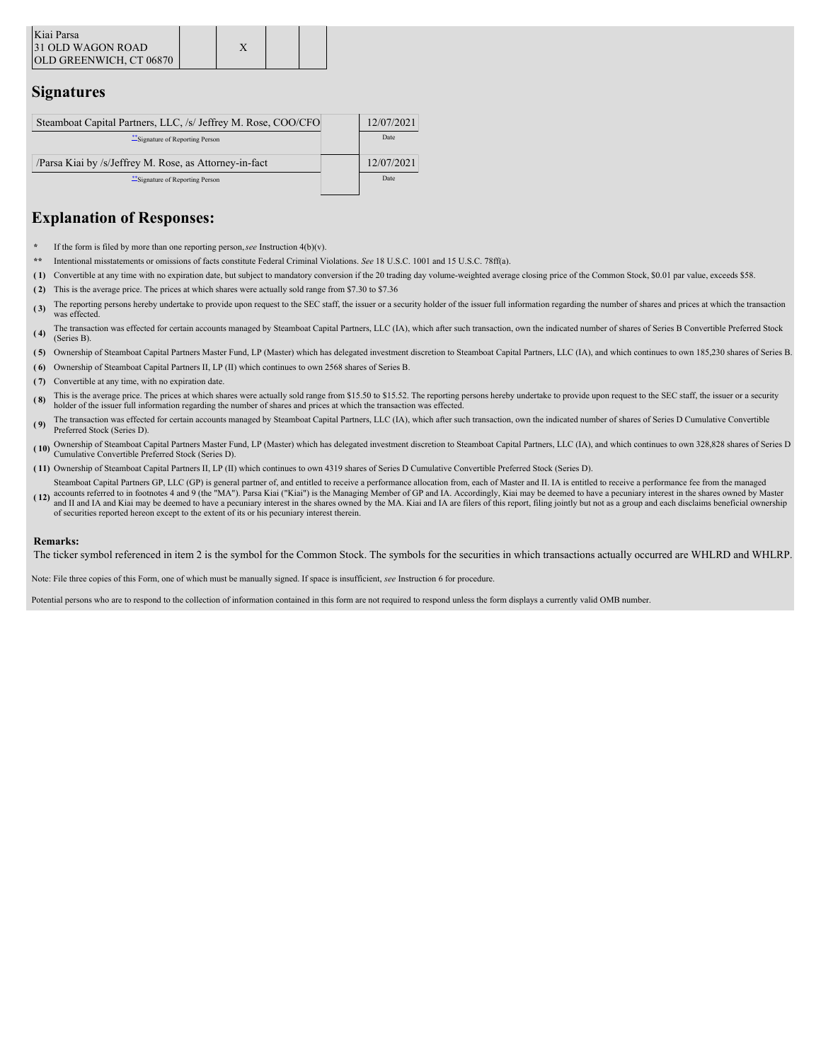| | | | | |
|---|---|---|---|---|
| Kiai Parsa<br>31 OLD WAGON ROAD<br>OLD GREENWICH, CT 06870 | | X | | |

## Signatures

| | | |
|---|---|---|
| Steamboat Capital Partners, LLC, /s/ Jeffrey M. Rose, COO/CFO | | 12/07/2021 |
| **Signature of Reporting Person | | Date |
| /Parsa Kiai by /s/Jeffrey M. Rose, as Attorney-in-fact | | 12/07/2021 |
| **Signature of Reporting Person | | Date |

## Explanation of Responses:

* If the form is filed by more than one reporting person, *see* Instruction 4(b)(v).

** Intentional misstatements or omissions of facts constitute Federal Criminal Violations. *See* 18 U.S.C. 1001 and 15 U.S.C. 78ff(a).

( 1) Convertible at any time with no expiration date, but subject to mandatory conversion if the 20 trading day volume-weighted average closing price of the Common Stock, $0.01 par value, exceeds $58.

( 2) This is the average price. The prices at which shares were actually sold range from $7.30 to $7.36

( 3) The reporting persons hereby undertake to provide upon request to the SEC staff, the issuer or a security holder of the issuer full information regarding the number of shares and prices at which the transaction was effected.

( 4) The transaction was effected for certain accounts managed by Steamboat Capital Partners, LLC (IA), which after such transaction, own the indicated number of shares of Series B Convertible Preferred Stock (Series B).

( 5) Ownership of Steamboat Capital Partners Master Fund, LP (Master) which has delegated investment discretion to Steamboat Capital Partners, LLC (IA), and which continues to own 185,230 shares of Series B.

( 6) Ownership of Steamboat Capital Partners II, LP (II) which continues to own 2568 shares of Series B.

( 7) Convertible at any time, with no expiration date.

( 8) This is the average price. The prices at which shares were actually sold range from $15.50 to $15.52. The reporting persons hereby undertake to provide upon request to the SEC staff, the issuer or a security holder of the issuer full information regarding the number of shares and prices at which the transaction was effected.

( 9) The transaction was effected for certain accounts managed by Steamboat Capital Partners, LLC (IA), which after such transaction, own the indicated number of shares of Series D Cumulative Convertible Preferred Stock (Series D).

( 10) Ownership of Steamboat Capital Partners Master Fund, LP (Master) which has delegated investment discretion to Steamboat Capital Partners, LLC (IA), and which continues to own 328,828 shares of Series D Cumulative Convertible Preferred Stock (Series D).

( 11) Ownership of Steamboat Capital Partners II, LP (II) which continues to own 4319 shares of Series D Cumulative Convertible Preferred Stock (Series D).

( 12) Steamboat Capital Partners GP, LLC (GP) is general partner of, and entitled to receive a performance allocation from, each of Master and II. IA is entitled to receive a performance fee from the managed accounts referred to in footnotes 4 and 9 (the "MA"). Parsa Kiai ("Kiai") is the Managing Member of GP and IA. Accordingly, Kiai may be deemed to have a pecuniary interest in the shares owned by Master and II and IA and Kiai may be deemed to have a pecuniary interest in the shares owned by the MA. Kiai and IA are filers of this report, filing jointly but not as a group and each disclaims beneficial ownership of securities reported hereon except to the extent of its or his pecuniary interest therein.

**Remarks:**

The ticker symbol referenced in item 2 is the symbol for the Common Stock. The symbols for the securities in which transactions actually occurred are WHLRD and WHLRP.

Note: File three copies of this Form, one of which must be manually signed. If space is insufficient, *see* Instruction 6 for procedure.

Potential persons who are to respond to the collection of information contained in this form are not required to respond unless the form displays a currently valid OMB number.